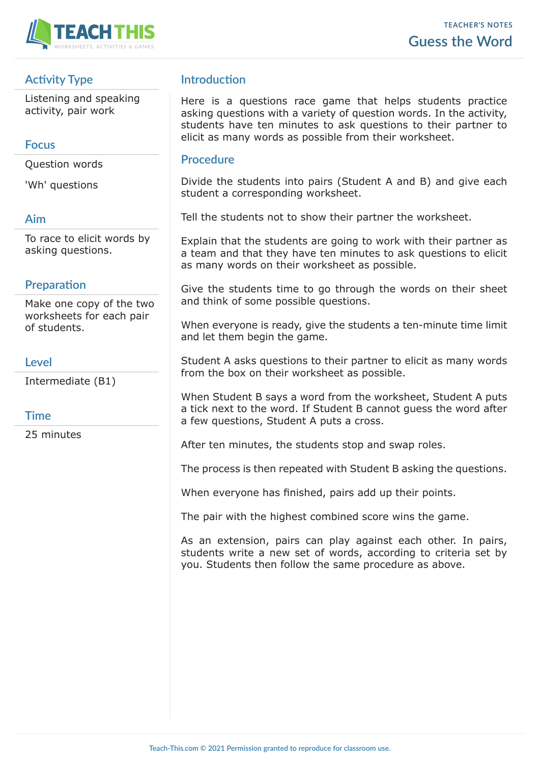TEACHER'S NOTES

# Guess the Word

## Activity Type

Listening and speaking activity, pair work

## Focus

Question words

'Wh' questions

## Aim

To race to elicit words by asking questions.

## Preparation

Make one copy of the two worksheets for each pair of students.

## Level

Intermediate (B1)

## Time

25 minutes

## Introduction

Here is a questions race game that helps students practice asking questions with a variety of question words. In the activity, students have ten minutes to ask questions to their partner to elicit as many words as possible from their worksheet.

## Procedure

Divide the students into pairs (Student A and B) and give each student a corresponding worksheet.

Tell the students not to show their partner the worksheet.

Explain that the students are going to work with their partner as a team and that they have ten minutes to ask questions to elicit as many words on their worksheet as possible.

Give the students time to go through the words on their sheet and think of some possible questions.

When everyone is ready, give the students a ten-minute time limit and let them begin the game.

Student A asks questions to their partner to elicit as many words from the box on their worksheet as possible.

When Student B says a word from the worksheet, Student A puts a tick next to the word. If Student B cannot guess the word after a few questions, Student A puts a cross.

After ten minutes, the students stop and swap roles.

The process is then repeated with Student B asking the questions.

When everyone has finished, pairs add up their points.

The pair with the highest combined score wins the game.

As an extension, pairs can play against each other. In pairs, students write a new set of words, according to criteria set by you. Students then follow the same procedure as above.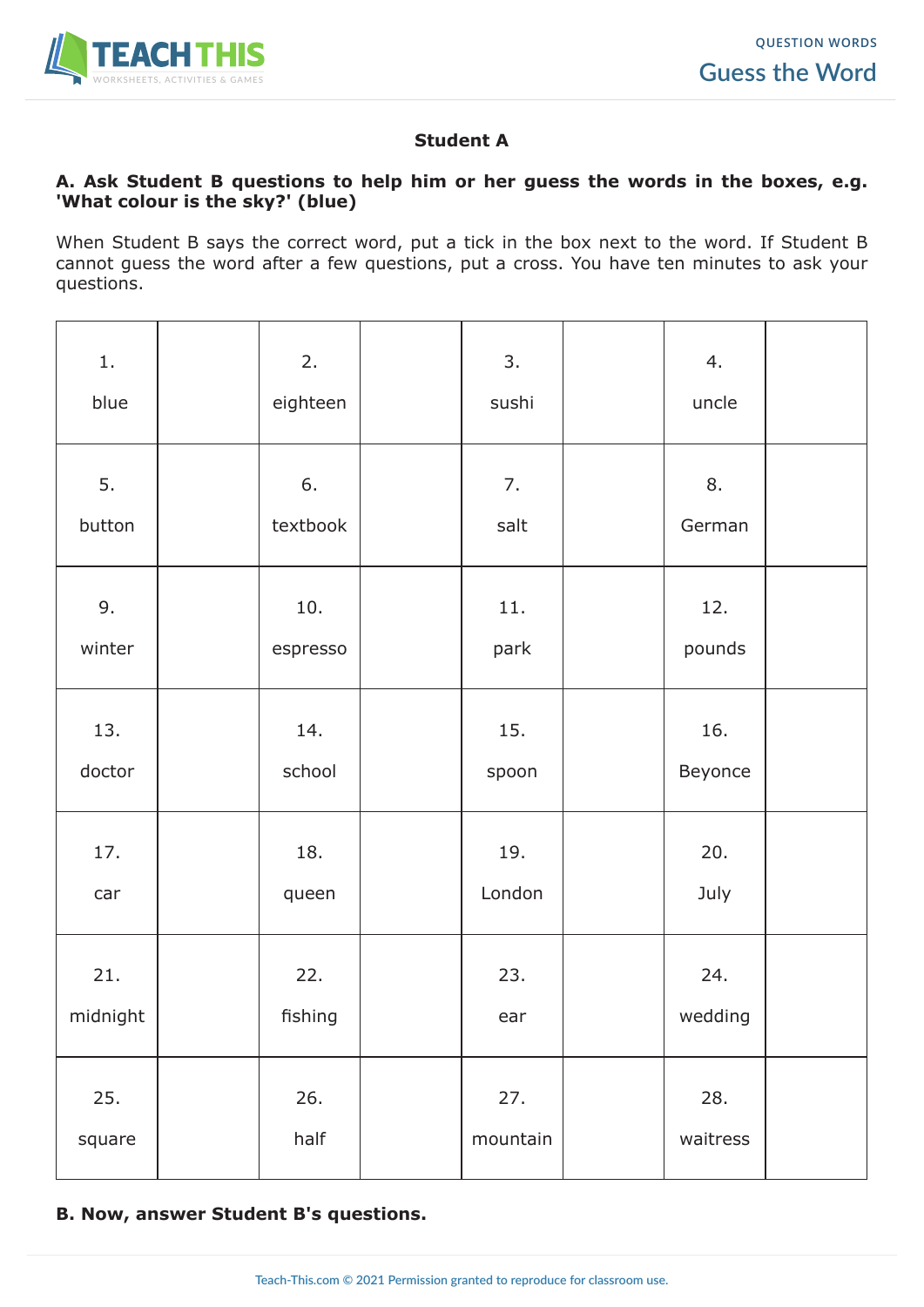**Student A**

**A. Ask Student B questions to help him or her guess the words in the boxes, e.g. 'What colour is the sky?' (blue)**

When Student B says the correct word, put a tick in the box next to the word. If Student B cannot guess the word after a few questions, put a cross. You have ten minutes to ask your questions.

| | | | | | | | |
|---|---|---|---|---|---|---|---|
| 1. blue | | 2. eighteen | | 3. sushi | | 4. uncle | |
| 5. button | | 6. textbook | | 7. salt | | 8. German | |
| 9. winter | | 10. espresso | | 11. park | | 12. pounds | |
| 13. doctor | | 14. school | | 15. spoon | | 16. Beyonce | |
| 17. car | | 18. queen | | 19. London | | 20. July | |
| 21. midnight | | 22. fishing | | 23. ear | | 24. wedding | |
| 25. square | | 26. half | | 27. mountain | | 28. waitress | |

**B. Now, answer Student B's questions.**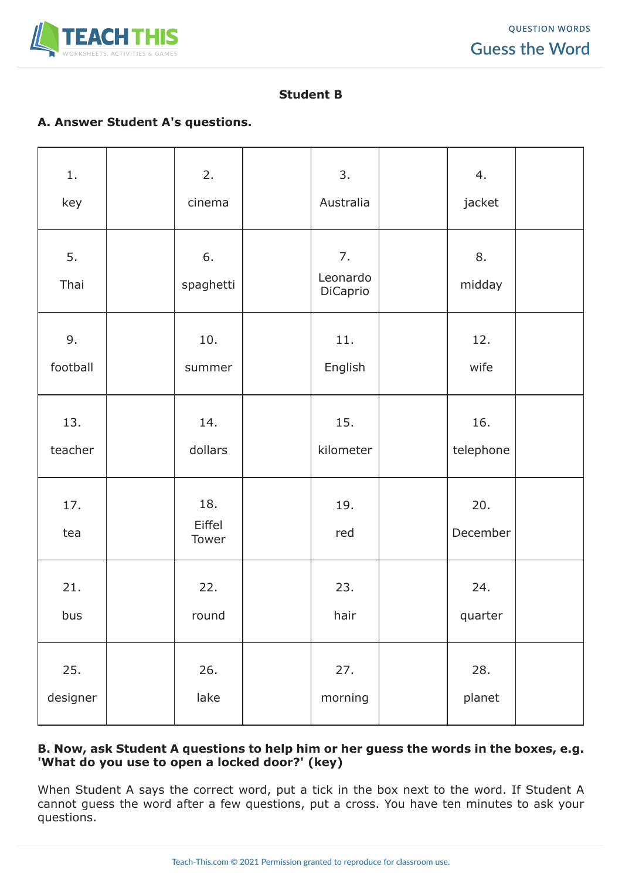### Student B

**A. Answer Student A's questions.**

| | | | | | | | |
|---|---|---|---|---|---|---|---|
| 1. key | | 2. cinema | | 3. Australia | | 4. jacket | |
| 5. Thai | | 6. spaghetti | | 7. Leonardo DiCaprio | | 8. midday | |
| 9. football | | 10. summer | | 11. English | | 12. wife | |
| 13. teacher | | 14. dollars | | 15. kilometer | | 16. telephone | |
| 17. tea | | 18. Eiffel Tower | | 19. red | | 20. December | |
| 21. bus | | 22. round | | 23. hair | | 24. quarter | |
| 25. designer | | 26. lake | | 27. morning | | 28. planet | |

**B. Now, ask Student A questions to help him or her guess the words in the boxes, e.g. 'What do you use to open a locked door?' (key)**

When Student A says the correct word, put a tick in the box next to the word. If Student A cannot guess the word after a few questions, put a cross. You have ten minutes to ask your questions.